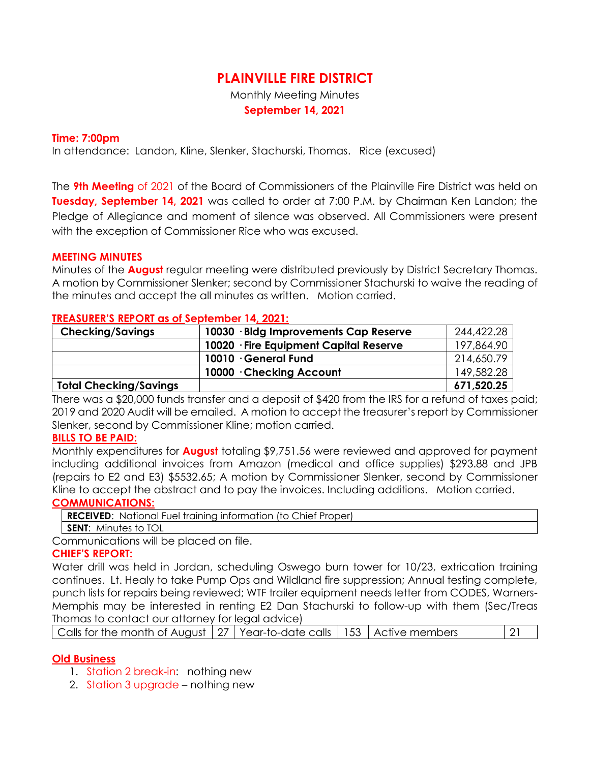# PLAINVILLE FIRE DISTRICT

Monthly Meeting Minutes

**September 14, 2021**

**Time: 7:00pm**

In attendance: Landon, Kline, Slenker, Stachurski, Thomas. Rice (excused)

The **9th Meeting** of 2021 of the Board of Commissioners of the Plainville Fire District was held on **Tuesday, September 14, 2021** was called to order at 7:00 P.M. by Chairman Ken Landon; the Pledge of Allegiance and moment of silence was observed. All Commissioners were present with the exception of Commissioner Rice who was excused.

**MEETING MINUTES**

Minutes of the **August** regular meeting were distributed previously by District Secretary Thomas. A motion by Commissioner Slenker; second by Commissioner Stachurski to waive the reading of the minutes and accept the all minutes as written. Motion carried.

**TREASURER'S REPORT as of September 14, 2021:**

| Checking/Savings | 10030 · Bldg Improvements Cap Reserve | 244,422.28 |
|---|---|---|
| | 10020 · Fire Equipment Capital Reserve | 197,864.90 |
| | 10010 · General Fund | 214,650.79 |
| | 10000 · Checking Account | 149,582.28 |
| **Total Checking/Savings** | | **671,520.25** |

There was a $20,000 funds transfer and a deposit of $420 from the IRS for a refund of taxes paid; 2019 and 2020 Audit will be emailed. A motion to accept the treasurer's report by Commissioner Slenker, second by Commissioner Kline; motion carried.

**BILLS TO BE PAID:**

Monthly expenditures for **August** totaling $9,751.56 were reviewed and approved for payment including additional invoices from Amazon (medical and office supplies) $293.88 and JPB (repairs to E2 and E3) $5532.65; A motion by Commissioner Slenker, second by Commissioner Kline to accept the abstract and to pay the invoices. Including additions. Motion carried.

**COMMUNICATIONS:**

| **RECEIVED**: National Fuel training information (to Chief Proper) |
|---|
| **SENT**: Minutes to TOL |

Communications will be placed on file.

**CHIEF'S REPORT:**

Water drill was held in Jordan, scheduling Oswego burn tower for 10/23, extrication training continues. Lt. Healy to take Pump Ops and Wildland fire suppression; Annual testing complete, punch lists for repairs being reviewed; WTF trailer equipment needs letter from CODES, Warners-Memphis may be interested in renting E2 Dan Stachurski to follow-up with them (Sec/Treas Thomas to contact our attorney for legal advice)

| Calls for the month of August | 27 | Year-to-date calls | 153 | Active members | 21 |
|---|---|---|---|---|---|

**Old Business**

1. Station 2 break-in: nothing new
2. Station 3 upgrade – nothing new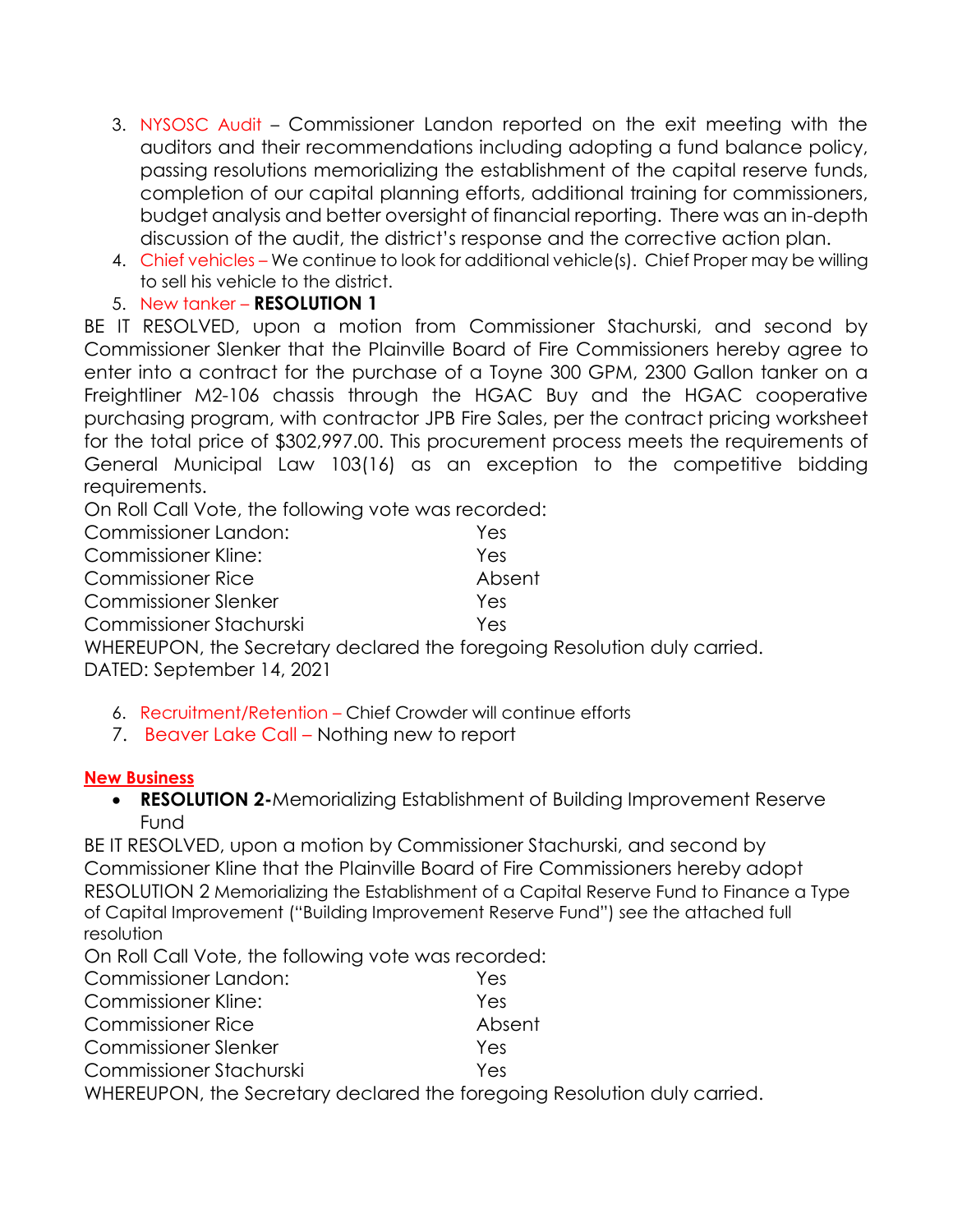3. NYSOSC Audit – Commissioner Landon reported on the exit meeting with the auditors and their recommendations including adopting a fund balance policy, passing resolutions memorializing the establishment of the capital reserve funds, completion of our capital planning efforts, additional training for commissioners, budget analysis and better oversight of financial reporting. There was an in-depth discussion of the audit, the district's response and the corrective action plan.
4. Chief vehicles – We continue to look for additional vehicle(s). Chief Proper may be willing to sell his vehicle to the district.
5. New tanker – **RESOLUTION 1**

BE IT RESOLVED, upon a motion from Commissioner Stachurski, and second by Commissioner Slenker that the Plainville Board of Fire Commissioners hereby agree to enter into a contract for the purchase of a Toyne 300 GPM, 2300 Gallon tanker on a Freightliner M2-106 chassis through the HGAC Buy and the HGAC cooperative purchasing program, with contractor JPB Fire Sales, per the contract pricing worksheet for the total price of $302,997.00. This procurement process meets the requirements of General Municipal Law 103(16) as an exception to the competitive bidding requirements.

On Roll Call Vote, the following vote was recorded:

| | |
|---|---|
| Commissioner Landon: | Yes |
| Commissioner Kline: | Yes |
| Commissioner Rice | Absent |
| Commissioner Slenker | Yes |
| Commissioner Stachurski | Yes |

WHEREUPON, the Secretary declared the foregoing Resolution duly carried.
DATED: September 14, 2021

6. Recruitment/Retention – Chief Crowder will continue efforts
7. Beaver Lake Call – Nothing new to report

**New Business**

- **RESOLUTION 2-**Memorializing Establishment of Building Improvement Reserve Fund

BE IT RESOLVED, upon a motion by Commissioner Stachurski, and second by Commissioner Kline that the Plainville Board of Fire Commissioners hereby adopt RESOLUTION 2 Memorializing the Establishment of a Capital Reserve Fund to Finance a Type of Capital Improvement ("Building Improvement Reserve Fund") see the attached full resolution

On Roll Call Vote, the following vote was recorded:

| | |
|---|---|
| Commissioner Landon: | Yes |
| Commissioner Kline: | Yes |
| Commissioner Rice | Absent |
| Commissioner Slenker | Yes |
| Commissioner Stachurski | Yes |

WHEREUPON, the Secretary declared the foregoing Resolution duly carried.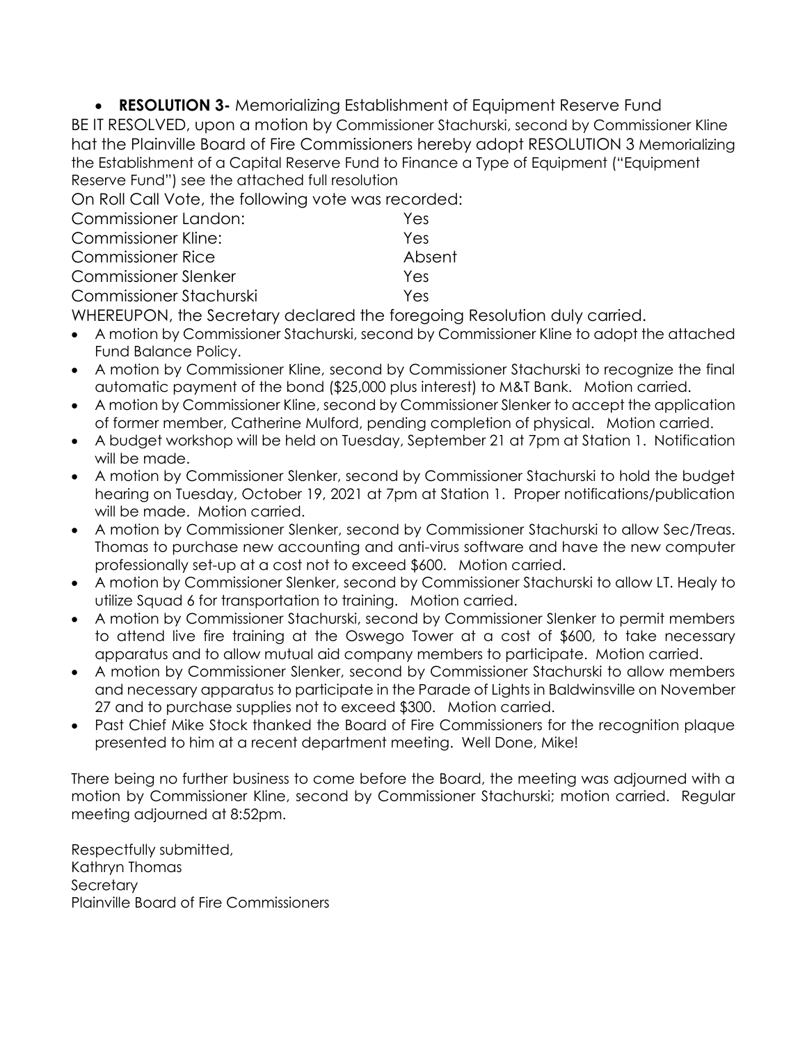- **RESOLUTION 3-** Memorializing Establishment of Equipment Reserve Fund

BE IT RESOLVED, upon a motion by Commissioner Stachurski, second by Commissioner Kline hat the Plainville Board of Fire Commissioners hereby adopt RESOLUTION 3 Memorializing the Establishment of a Capital Reserve Fund to Finance a Type of Equipment ("Equipment Reserve Fund") see the attached full resolution

On Roll Call Vote, the following vote was recorded:

| | |
|---|---|
| Commissioner Landon: | Yes |
| Commissioner Kline: | Yes |
| Commissioner Rice | Absent |
| Commissioner Slenker | Yes |
| Commissioner Stachurski | Yes |

WHEREUPON, the Secretary declared the foregoing Resolution duly carried.

- A motion by Commissioner Stachurski, second by Commissioner Kline to adopt the attached Fund Balance Policy.
- A motion by Commissioner Kline, second by Commissioner Stachurski to recognize the final automatic payment of the bond ($25,000 plus interest) to M&T Bank. Motion carried.
- A motion by Commissioner Kline, second by Commissioner Slenker to accept the application of former member, Catherine Mulford, pending completion of physical. Motion carried.
- A budget workshop will be held on Tuesday, September 21 at 7pm at Station 1. Notification will be made.
- A motion by Commissioner Slenker, second by Commissioner Stachurski to hold the budget hearing on Tuesday, October 19, 2021 at 7pm at Station 1. Proper notifications/publication will be made. Motion carried.
- A motion by Commissioner Slenker, second by Commissioner Stachurski to allow Sec/Treas. Thomas to purchase new accounting and anti-virus software and have the new computer professionally set-up at a cost not to exceed $600. Motion carried.
- A motion by Commissioner Slenker, second by Commissioner Stachurski to allow LT. Healy to utilize Squad 6 for transportation to training. Motion carried.
- A motion by Commissioner Stachurski, second by Commissioner Slenker to permit members to attend live fire training at the Oswego Tower at a cost of $600, to take necessary apparatus and to allow mutual aid company members to participate. Motion carried.
- A motion by Commissioner Slenker, second by Commissioner Stachurski to allow members and necessary apparatus to participate in the Parade of Lights in Baldwinsville on November 27 and to purchase supplies not to exceed $300. Motion carried.
- Past Chief Mike Stock thanked the Board of Fire Commissioners for the recognition plaque presented to him at a recent department meeting. Well Done, Mike!

There being no further business to come before the Board, the meeting was adjourned with a motion by Commissioner Kline, second by Commissioner Stachurski; motion carried. Regular meeting adjourned at 8:52pm.

Respectfully submitted,
Kathryn Thomas
Secretary
Plainville Board of Fire Commissioners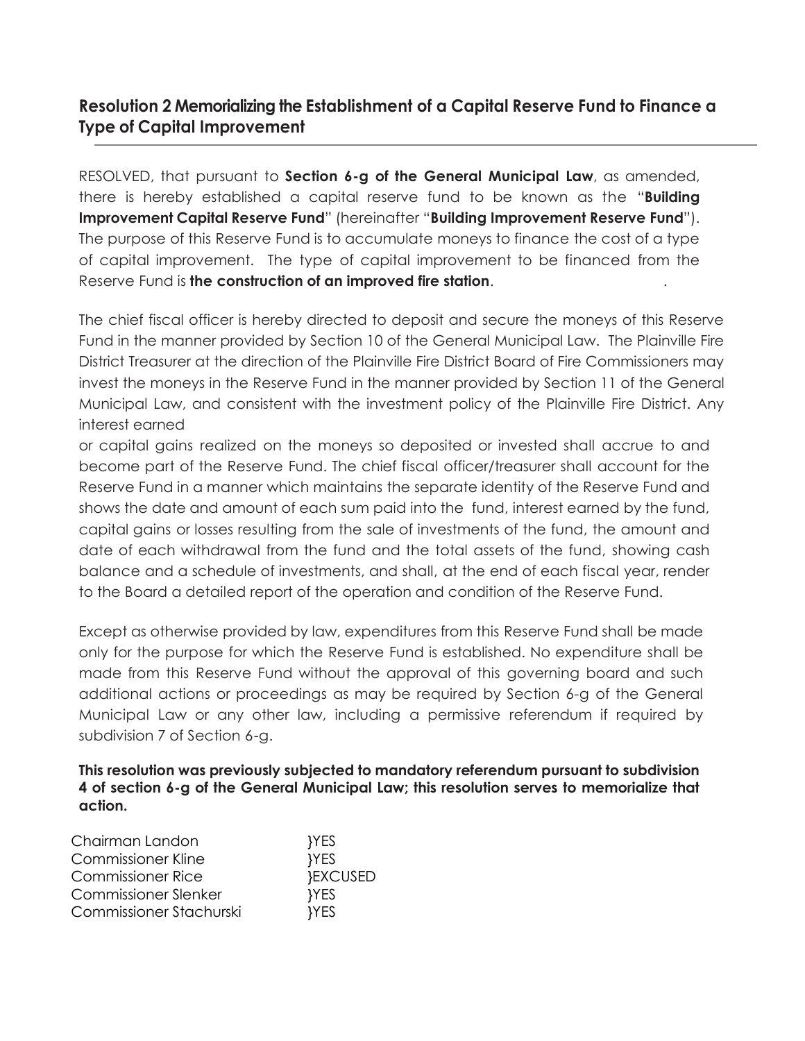## Resolution 2 Memorializing the Establishment of a Capital Reserve Fund to Finance a Type of Capital Improvement

RESOLVED, that pursuant to **Section 6-g of the General Municipal Law**, as amended, there is hereby established a capital reserve fund to be known as the "**Building Improvement Capital Reserve Fund**" (hereinafter "**Building Improvement Reserve Fund**"). The purpose of this Reserve Fund is to accumulate moneys to finance the cost of a type of capital improvement. The type of capital improvement to be financed from the Reserve Fund is **the construction of an improved fire station**. .

The chief fiscal officer is hereby directed to deposit and secure the moneys of this Reserve Fund in the manner provided by Section 10 of the General Municipal Law. The Plainville Fire District Treasurer at the direction of the Plainville Fire District Board of Fire Commissioners may invest the moneys in the Reserve Fund in the manner provided by Section 11 of the General Municipal Law, and consistent with the investment policy of the Plainville Fire District. Any interest earned
or capital gains realized on the moneys so deposited or invested shall accrue to and become part of the Reserve Fund. The chief fiscal officer/treasurer shall account for the Reserve Fund in a manner which maintains the separate identity of the Reserve Fund and shows the date and amount of each sum paid into the fund, interest earned by the fund, capital gains or losses resulting from the sale of investments of the fund, the amount and date of each withdrawal from the fund and the total assets of the fund, showing cash balance and a schedule of investments, and shall, at the end of each fiscal year, render to the Board a detailed report of the operation and condition of the Reserve Fund.

Except as otherwise provided by law, expenditures from this Reserve Fund shall be made only for the purpose for which the Reserve Fund is established. No expenditure shall be made from this Reserve Fund without the approval of this governing board and such additional actions or proceedings as may be required by Section 6-g of the General Municipal Law or any other law, including a permissive referendum if required by subdivision 7 of Section 6-g.

**This resolution was previously subjected to mandatory referendum pursuant to subdivision 4 of section 6-g of the General Municipal Law; this resolution serves to memorialize that action.**

Chairman Landon }YES
Commissioner Kline }YES
Commissioner Rice }EXCUSED
Commissioner Slenker }YES
Commissioner Stachurski }YES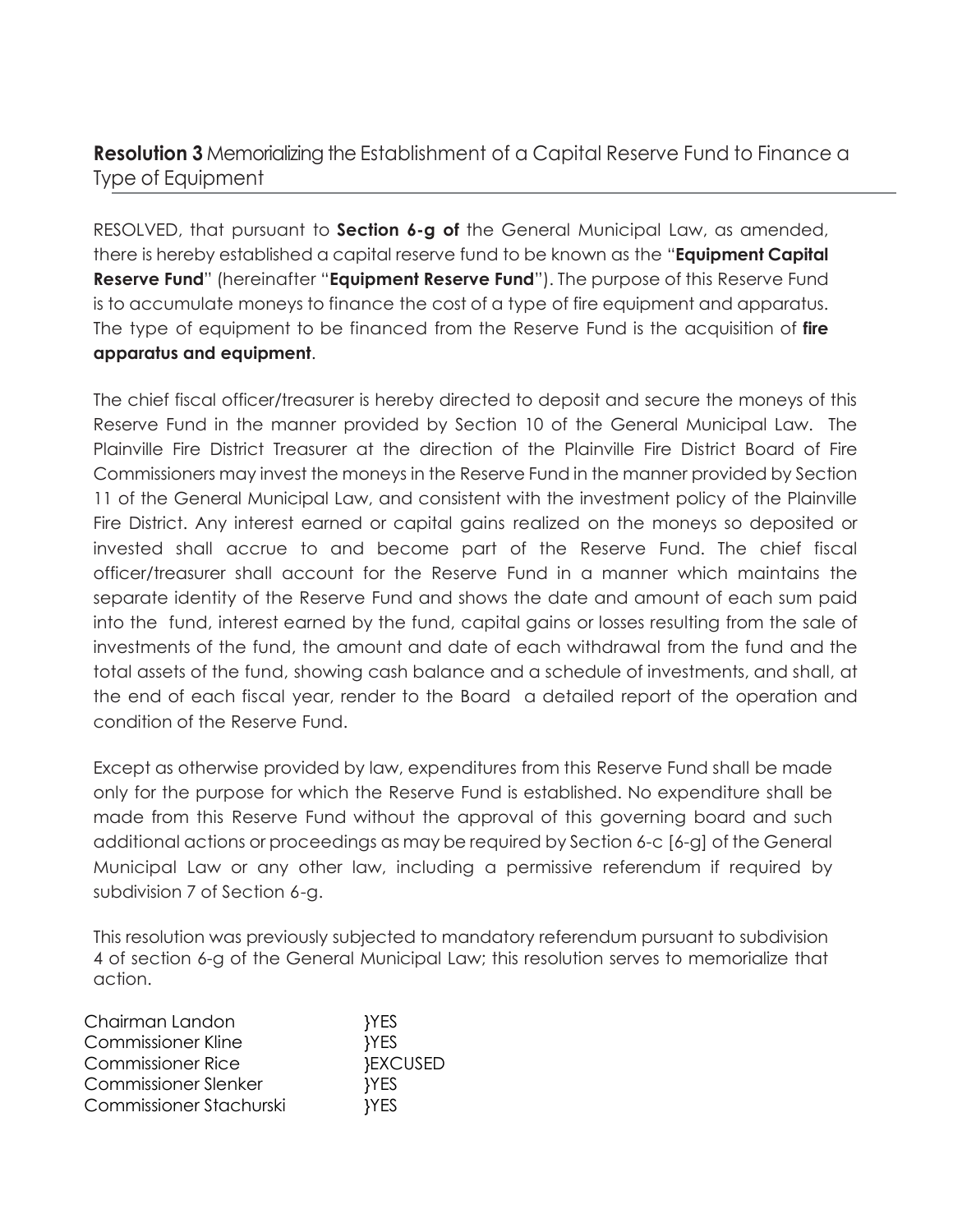**Resolution 3** Memorializing the Establishment of a Capital Reserve Fund to Finance a Type of Equipment

RESOLVED, that pursuant to **Section 6-g of** the General Municipal Law, as amended, there is hereby established a capital reserve fund to be known as the "**Equipment Capital Reserve Fund**" (hereinafter "**Equipment Reserve Fund**"). The purpose of this Reserve Fund is to accumulate moneys to finance the cost of a type of fire equipment and apparatus. The type of equipment to be financed from the Reserve Fund is the acquisition of **fire apparatus and equipment**.

The chief fiscal officer/treasurer is hereby directed to deposit and secure the moneys of this Reserve Fund in the manner provided by Section 10 of the General Municipal Law. The Plainville Fire District Treasurer at the direction of the Plainville Fire District Board of Fire Commissioners may invest the moneys in the Reserve Fund in the manner provided by Section 11 of the General Municipal Law, and consistent with the investment policy of the Plainville Fire District. Any interest earned or capital gains realized on the moneys so deposited or invested shall accrue to and become part of the Reserve Fund. The chief fiscal officer/treasurer shall account for the Reserve Fund in a manner which maintains the separate identity of the Reserve Fund and shows the date and amount of each sum paid into the fund, interest earned by the fund, capital gains or losses resulting from the sale of investments of the fund, the amount and date of each withdrawal from the fund and the total assets of the fund, showing cash balance and a schedule of investments, and shall, at the end of each fiscal year, render to the Board a detailed report of the operation and condition of the Reserve Fund.

Except as otherwise provided by law, expenditures from this Reserve Fund shall be made only for the purpose for which the Reserve Fund is established. No expenditure shall be made from this Reserve Fund without the approval of this governing board and such additional actions or proceedings as may be required by Section 6-c [6-g] of the General Municipal Law or any other law, including a permissive referendum if required by subdivision 7 of Section 6-g.

This resolution was previously subjected to mandatory referendum pursuant to subdivision 4 of section 6-g of the General Municipal Law; this resolution serves to memorialize that action.

| | |
|---|---|
| Chairman Landon | }YES |
| Commissioner Kline | }YES |
| Commissioner Rice | }EXCUSED |
| Commissioner Slenker | }YES |
| Commissioner Stachurski | }YES |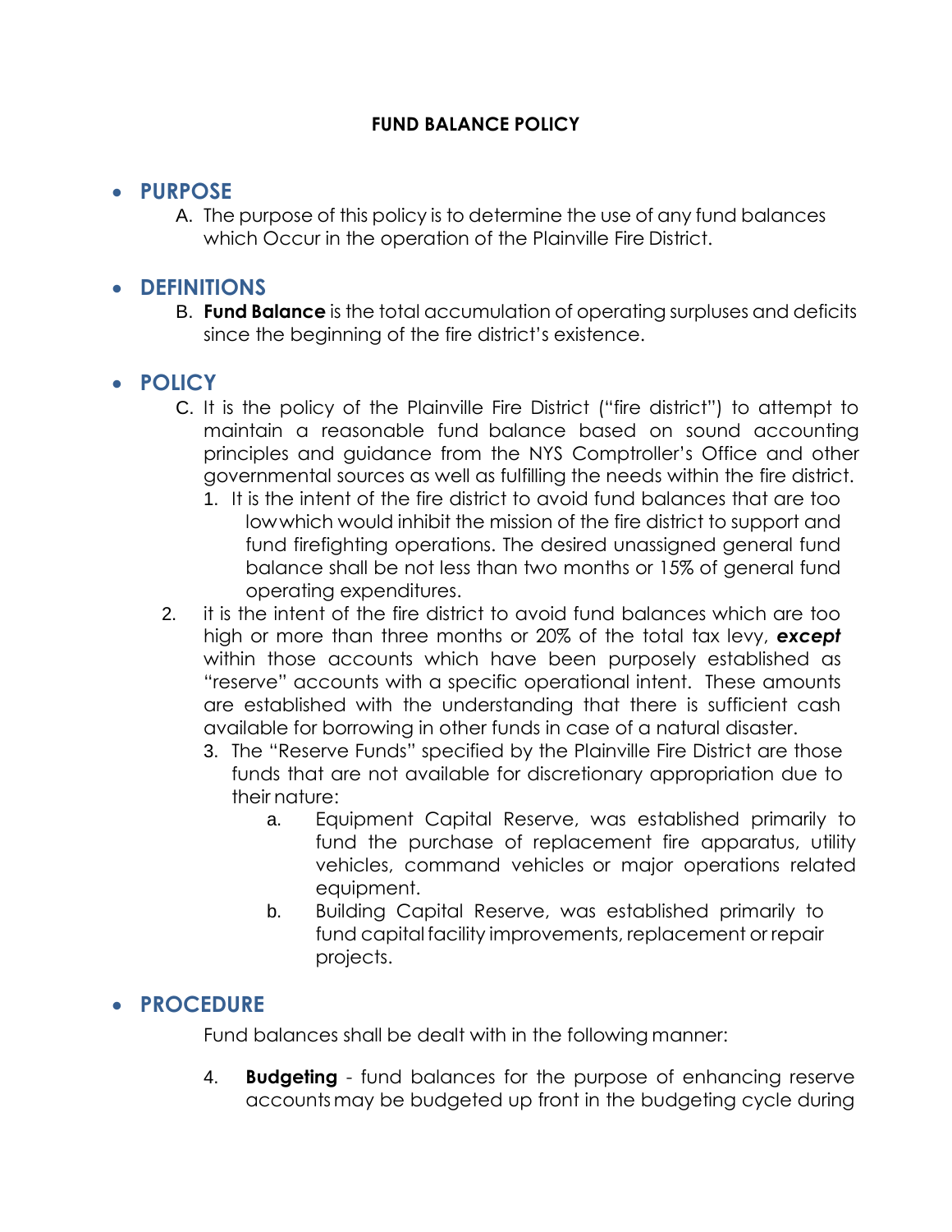**FUND BALANCE POLICY**

- **PURPOSE**

  A. The purpose of this policy is to determine the use of any fund balances which Occur in the operation of the Plainville Fire District.

- **DEFINITIONS**

  B. **Fund Balance** is the total accumulation of operating surpluses and deficits since the beginning of the fire district's existence.

- **POLICY**

  C. It is the policy of the Plainville Fire District ("fire district") to attempt to maintain a reasonable fund balance based on sound accounting principles and guidance from the NYS Comptroller's Office and other governmental sources as well as fulfilling the needs within the fire district.

  1. It is the intent of the fire district to avoid fund balances that are too low which would inhibit the mission of the fire district to support and fund firefighting operations. The desired unassigned general fund balance shall be not less than two months or 15% of general fund operating expenditures.

  2. it is the intent of the fire district to avoid fund balances which are too high or more than three months or 20% of the total tax levy, ***except*** within those accounts which have been purposely established as "reserve" accounts with a specific operational intent. These amounts are established with the understanding that there is sufficient cash available for borrowing in other funds in case of a natural disaster.

  3. The "Reserve Funds" specified by the Plainville Fire District are those funds that are not available for discretionary appropriation due to their nature:

     a. Equipment Capital Reserve, was established primarily to fund the purchase of replacement fire apparatus, utility vehicles, command vehicles or major operations related equipment.

     b. Building Capital Reserve, was established primarily to fund capital facility improvements, replacement or repair projects.

- **PROCEDURE**

  Fund balances shall be dealt with in the following manner:

  4. **Budgeting** - fund balances for the purpose of enhancing reserve accounts may be budgeted up front in the budgeting cycle during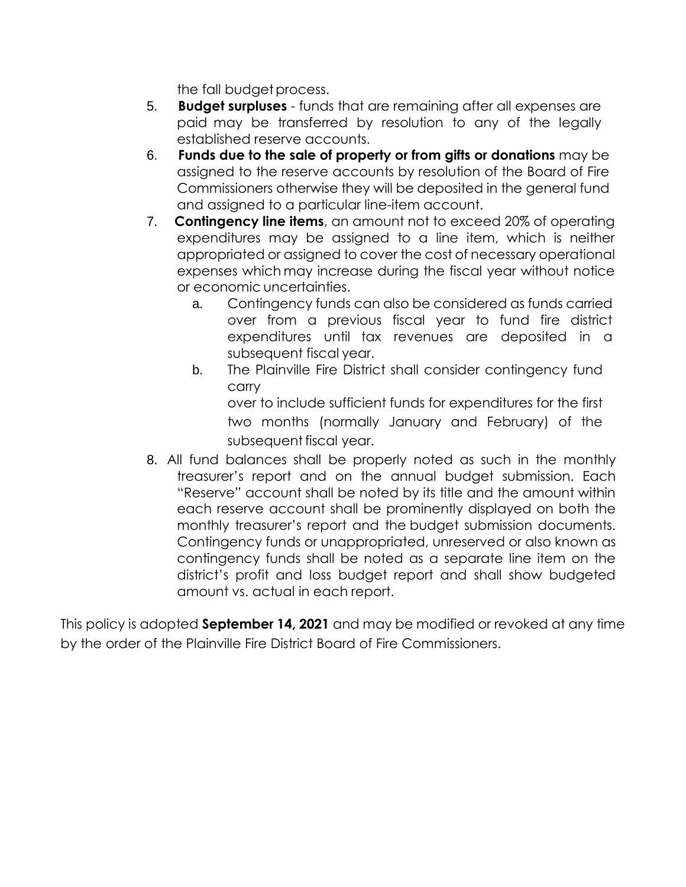the fall budget process.

5. **Budget surpluses** - funds that are remaining after all expenses are paid may be transferred by resolution to any of the legally established reserve accounts.
6. **Funds due to the sale of property or from gifts or donations** may be assigned to the reserve accounts by resolution of the Board of Fire Commissioners otherwise they will be deposited in the general fund and assigned to a particular line-item account.
7. **Contingency line items**, an amount not to exceed 20% of operating expenditures may be assigned to a line item, which is neither appropriated or assigned to cover the cost of necessary operational expenses which may increase during the fiscal year without notice or economic uncertainties.
   a. Contingency funds can also be considered as funds carried over from a previous fiscal year to fund fire district expenditures until tax revenues are deposited in a subsequent fiscal year.
   b. The Plainville Fire District shall consider contingency fund carry over to include sufficient funds for expenditures for the first two months (normally January and February) of the subsequent fiscal year.
8. All fund balances shall be properly noted as such in the monthly treasurer's report and on the annual budget submission. Each "Reserve" account shall be noted by its title and the amount within each reserve account shall be prominently displayed on both the monthly treasurer's report and the budget submission documents. Contingency funds or unappropriated, unreserved or also known as contingency funds shall be noted as a separate line item on the district's profit and loss budget report and shall show budgeted amount vs. actual in each report.

This policy is adopted **September 14, 2021** and may be modified or revoked at any time by the order of the Plainville Fire District Board of Fire Commissioners.